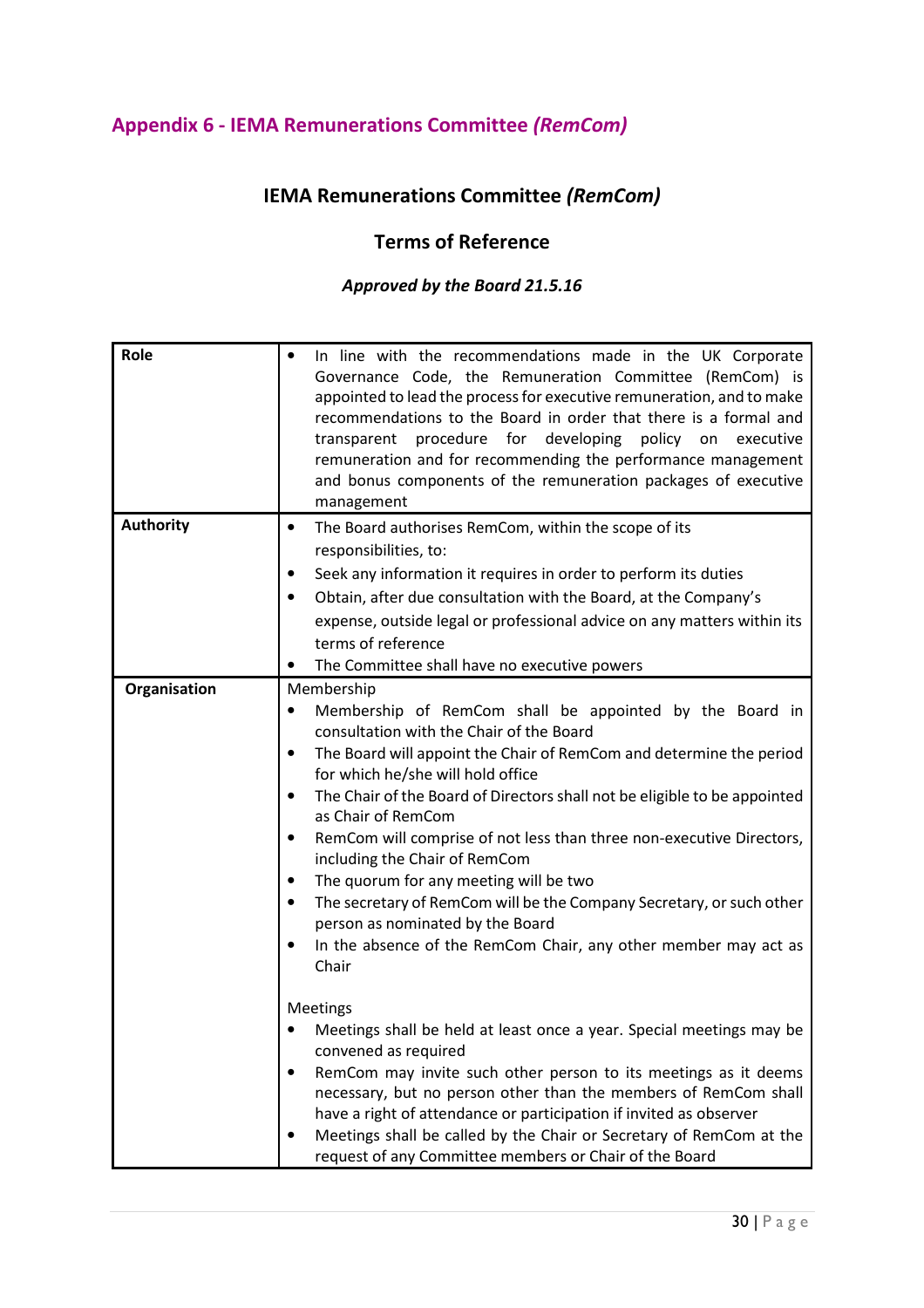## Appendix 6 - IEMA Remunerations Committee *(RemCom)*

# IEMA Remunerations Committee *(RemCom)*

## Terms of Reference

### *Approved by the Board 21.5.16*

| | |
|---|---|
| **Role** | • In line with the recommendations made in the UK Corporate Governance Code, the Remuneration Committee (RemCom) is appointed to lead the process for executive remuneration, and to make recommendations to the Board in order that there is a formal and transparent procedure for developing policy on executive remuneration and for recommending the performance management and bonus components of the remuneration packages of executive management |
| **Authority** | • The Board authorises RemCom, within the scope of its responsibilities, to:<br>• Seek any information it requires in order to perform its duties<br>• Obtain, after due consultation with the Board, at the Company's expense, outside legal or professional advice on any matters within its terms of reference<br>• The Committee shall have no executive powers |
| **Organisation** | Membership<br>• Membership of RemCom shall be appointed by the Board in consultation with the Chair of the Board<br>• The Board will appoint the Chair of RemCom and determine the period for which he/she will hold office<br>• The Chair of the Board of Directors shall not be eligible to be appointed as Chair of RemCom<br>• RemCom will comprise of not less than three non-executive Directors, including the Chair of RemCom<br>• The quorum for any meeting will be two<br>• The secretary of RemCom will be the Company Secretary, or such other person as nominated by the Board<br>• In the absence of the RemCom Chair, any other member may act as Chair<br><br>Meetings<br>• Meetings shall be held at least once a year. Special meetings may be convened as required<br>• RemCom may invite such other person to its meetings as it deems necessary, but no person other than the members of RemCom shall have a right of attendance or participation if invited as observer<br>• Meetings shall be called by the Chair or Secretary of RemCom at the request of any Committee members or Chair of the Board |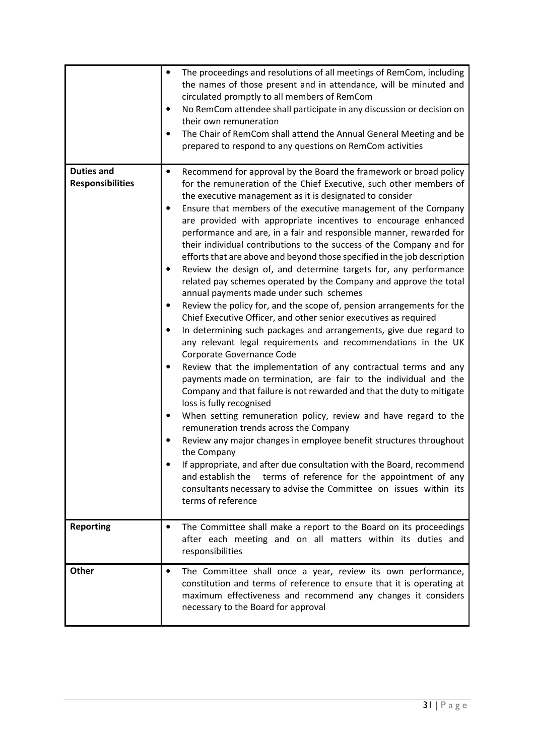| | |
|---|---|
| | • The proceedings and resolutions of all meetings of RemCom, including the names of those present and in attendance, will be minuted and circulated promptly to all members of RemCom<br>• No RemCom attendee shall participate in any discussion or decision on their own remuneration<br>• The Chair of RemCom shall attend the Annual General Meeting and be prepared to respond to any questions on RemCom activities |
| **Duties and Responsibilities** | • Recommend for approval by the Board the framework or broad policy for the remuneration of the Chief Executive, such other members of the executive management as it is designated to consider<br>• Ensure that members of the executive management of the Company are provided with appropriate incentives to encourage enhanced performance and are, in a fair and responsible manner, rewarded for their individual contributions to the success of the Company and for efforts that are above and beyond those specified in the job description<br>• Review the design of, and determine targets for, any performance related pay schemes operated by the Company and approve the total annual payments made under such schemes<br>• Review the policy for, and the scope of, pension arrangements for the Chief Executive Officer, and other senior executives as required<br>• In determining such packages and arrangements, give due regard to any relevant legal requirements and recommendations in the UK Corporate Governance Code<br>• Review that the implementation of any contractual terms and any payments made on termination, are fair to the individual and the Company and that failure is not rewarded and that the duty to mitigate loss is fully recognised<br>• When setting remuneration policy, review and have regard to the remuneration trends across the Company<br>• Review any major changes in employee benefit structures throughout the Company<br>• If appropriate, and after due consultation with the Board, recommend and establish the terms of reference for the appointment of any consultants necessary to advise the Committee on issues within its terms of reference |
| **Reporting** | • The Committee shall make a report to the Board on its proceedings after each meeting and on all matters within its duties and responsibilities |
| **Other** | • The Committee shall once a year, review its own performance, constitution and terms of reference to ensure that it is operating at maximum effectiveness and recommend any changes it considers necessary to the Board for approval |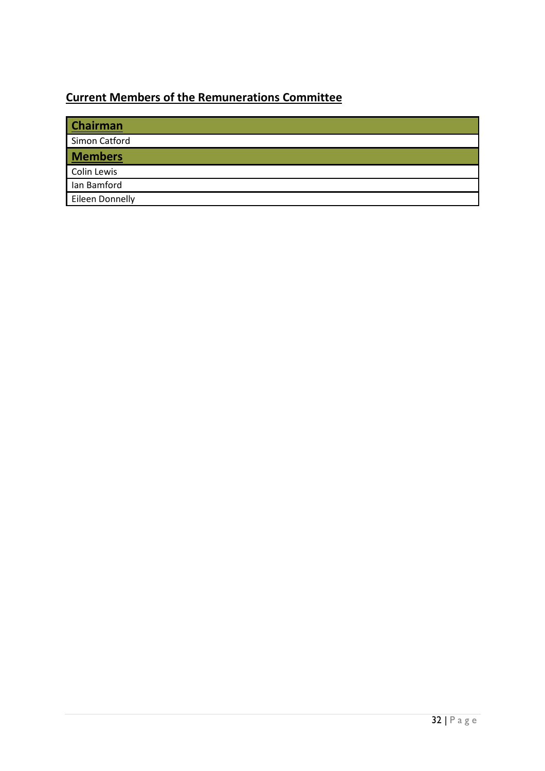## Current Members of the Remunerations Committee

| |
|---|
| **Chairman** |
| Simon Catford |
| **Members** |
| Colin Lewis |
| Ian Bamford |
| Eileen Donnelly |